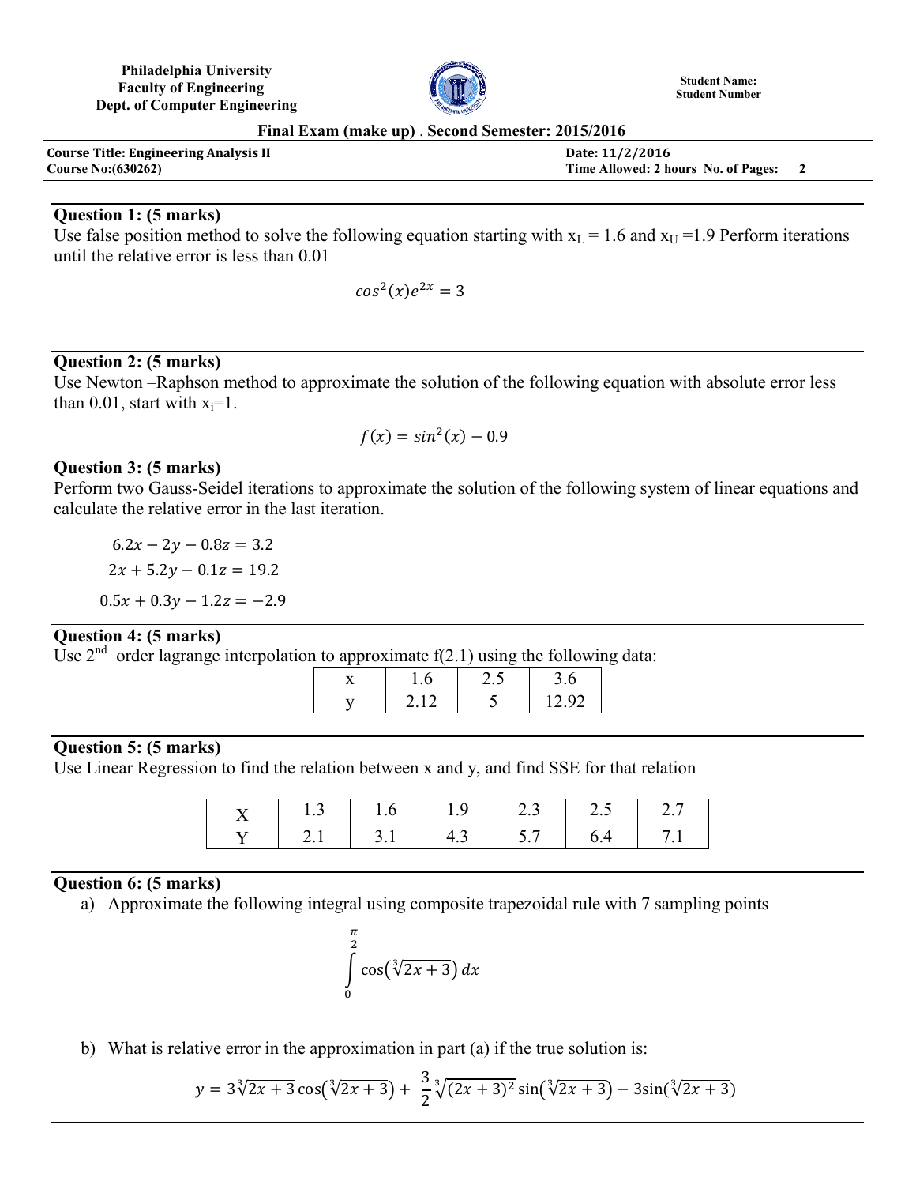**Philadelphia University**
**Faculty of Engineering**
**Dept. of Computer Engineering**

**Student Name:**
**Student Number**

**Final Exam (make up) . Second Semester: 2015/2016**

| **Course Title: Engineering Analysis II** | **Date: 11/2/2016** |
|---|---|
| **Course No:(630262)** | **Time Allowed: 2 hours No. of Pages: 2** |

---

**Question 1: (5 marks)**

Use false position method to solve the following equation starting with $x_L = 1.6$ and $x_U = 1.9$ Perform iterations until the relative error is less than 0.01

$$cos^2(x)e^{2x} = 3$$

---

**Question 2: (5 marks)**

Use Newton –Raphson method to approximate the solution of the following equation with absolute error less than 0.01, start with $x_i$=1.

$$f(x) = sin^2(x) - 0.9$$

---

**Question 3: (5 marks)**

Perform two Gauss-Seidel iterations to approximate the solution of the following system of linear equations and calculate the relative error in the last iteration.

$$6.2x - 2y - 0.8z = 3.2$$

$$2x + 5.2y - 0.1z = 19.2$$

$$0.5x + 0.3y - 1.2z = -2.9$$

---

**Question 4: (5 marks)**

Use 2nd order lagrange interpolation to approximate f(2.1) using the following data:

| x | 1.6 | 2.5 | 3.6 |
|---|---|---|---|
| y | 2.12 | 5 | 12.92 |

---

**Question 5: (5 marks)**

Use Linear Regression to find the relation between x and y, and find SSE for that relation

| X | 1.3 | 1.6 | 1.9 | 2.3 | 2.5 | 2.7 |
|---|---|---|---|---|---|---|
| Y | 2.1 | 3.1 | 4.3 | 5.7 | 6.4 | 7.1 |

---

**Question 6: (5 marks)**

a) Approximate the following integral using composite trapezoidal rule with 7 sampling points

$$\int_{0}^{\frac{\pi}{2}} \cos\left(\sqrt[3]{2x+3}\right) dx$$

b) What is relative error in the approximation in part (a) if the true solution is:

$$y = 3\sqrt[3]{2x+3}\cos\left(\sqrt[3]{2x+3}\right) + \frac{3}{2}\sqrt[3]{(2x+3)^2}\sin\left(\sqrt[3]{2x+3}\right) - 3\sin\left(\sqrt[3]{2x+3}\right)$$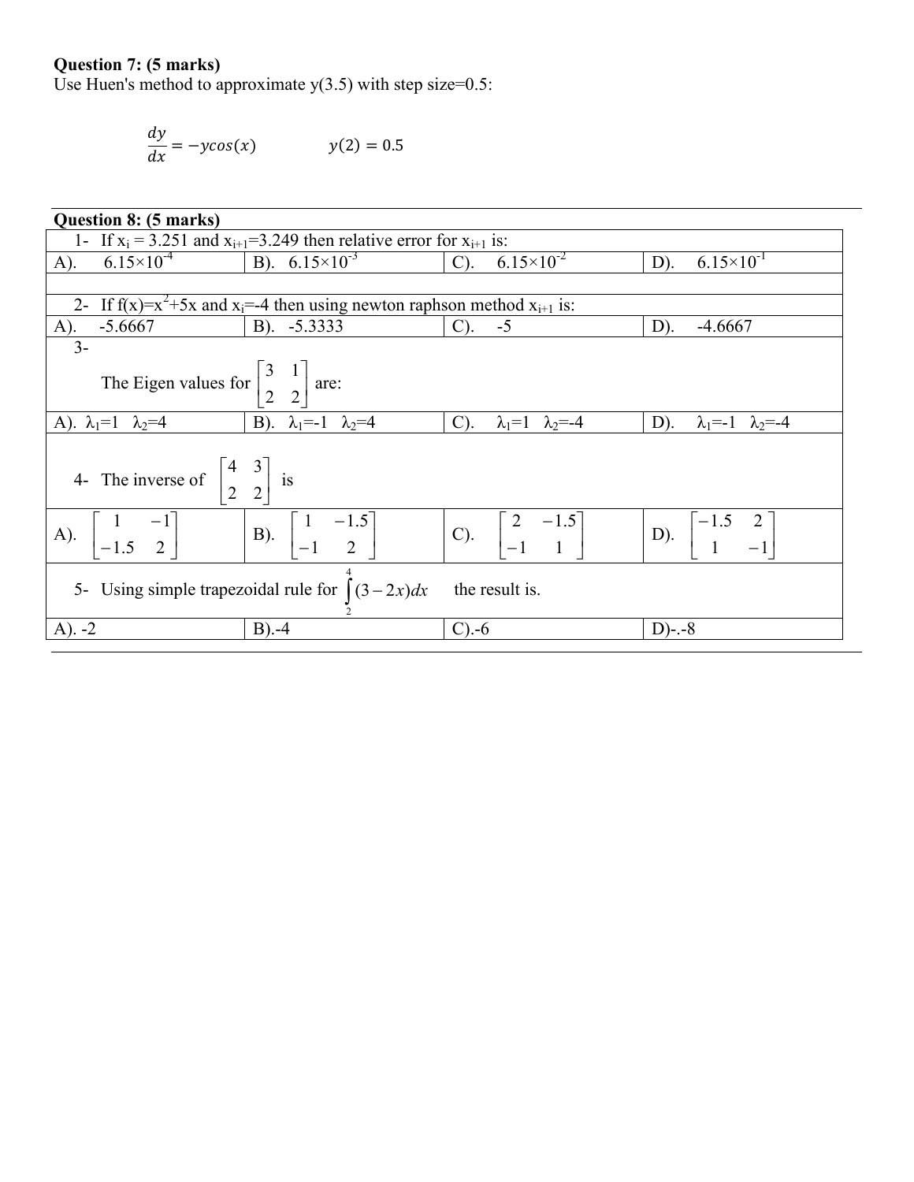**Question 7: (5 marks)**

Use Huen's method to approximate y(3.5) with step size=0.5:

$$\frac{dy}{dx} = -y\cos(x) \qquad\qquad y(2) = 0.5$$

---

**Question 8: (5 marks)**

| | | | |
|---|---|---|---|
| 1- If $x_i = 3.251$ and $x_{i+1}=3.249$ then relative error for $x_{i+1}$ is: | | | |
| A). $6.15\times10^{-4}$ | B). $6.15\times10^{-3}$ | C). $6.15\times10^{-2}$ | D). $6.15\times10^{-1}$ |
| | | | |
| 2- If $f(x)=x^2+5x$ and $x_i=-4$ then using newton raphson method $x_{i+1}$ is: | | | |
| A). -5.6667 | B). -5.3333 | C). -5 | D). -4.6667 |
| 3- The Eigen values for $\begin{bmatrix} 3 & 1 \\ 2 & 2 \end{bmatrix}$ are: | | | |
| A). $\lambda_1=1$ $\lambda_2=4$ | B). $\lambda_1=-1$ $\lambda_2=4$ | C). $\lambda_1=1$ $\lambda_2=-4$ | D). $\lambda_1=-1$ $\lambda_2=-4$ |
| 4- The inverse of $\begin{bmatrix} 4 & 3 \\ 2 & 2 \end{bmatrix}$ is | | | |
| A). $\begin{bmatrix} 1 & -1 \\ -1.5 & 2 \end{bmatrix}$ | B). $\begin{bmatrix} 1 & -1.5 \\ -1 & 2 \end{bmatrix}$ | C). $\begin{bmatrix} 2 & -1.5 \\ -1 & 1 \end{bmatrix}$ | D). $\begin{bmatrix} -1.5 & 2 \\ 1 & -1 \end{bmatrix}$ |
| 5- Using simple trapezoidal rule for $\int_2^4 (3-2x)dx$ the result is. | | | |
| A). -2 | B).-4 | C).-6 | D)-.-8 |